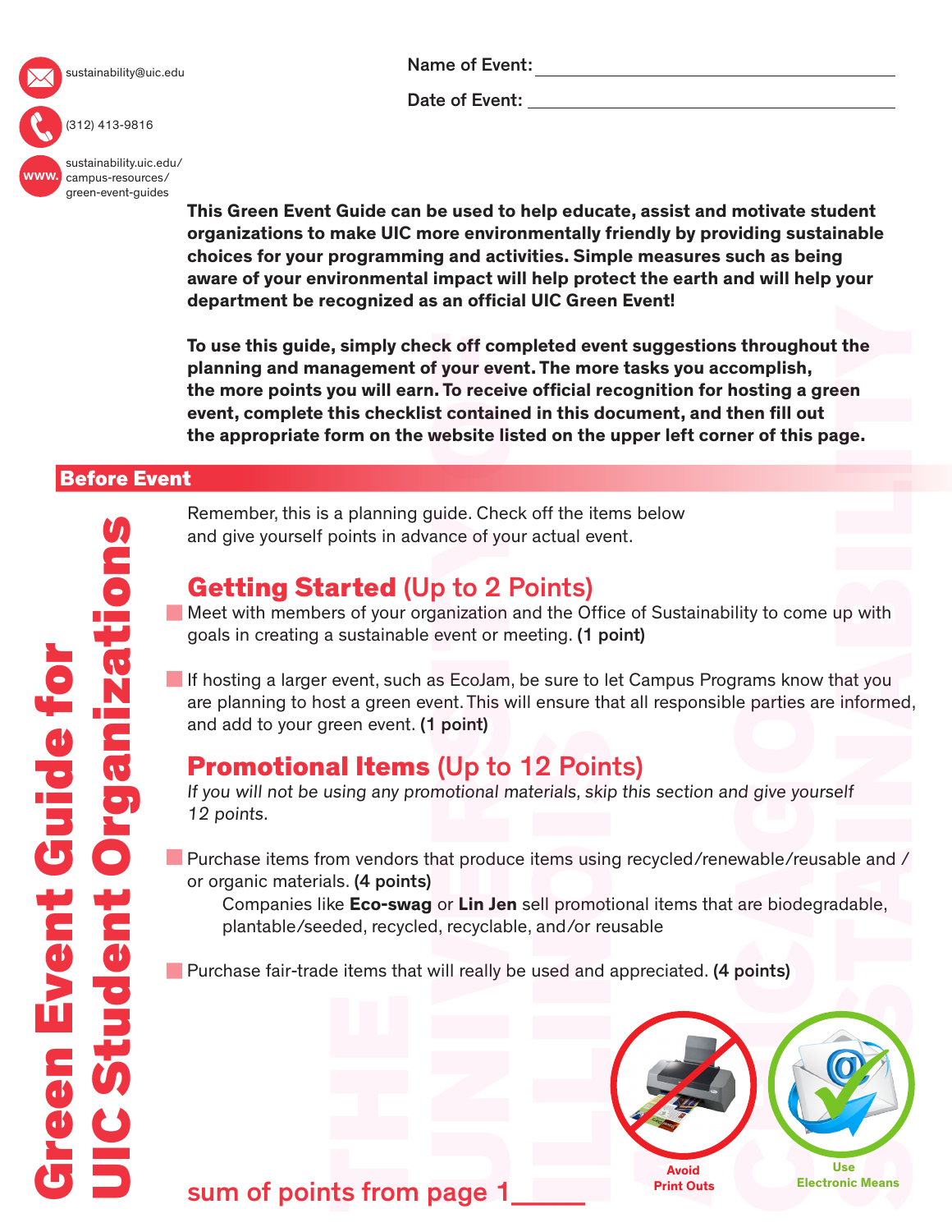sustainability@uic.edu

(312) 413-9816

sustainability.uic.edu/campus-resources/green-event-guides

**Name of Event:** ______________________________

**Date of Event:** ______________________________

# Green Event Guide for UIC Student Organizations

**This Green Event Guide can be used to help educate, assist and motivate student organizations to make UIC more environmentally friendly by providing sustainable choices for your programming and activities. Simple measures such as being aware of your environmental impact will help protect the earth and will help your department be recognized as an official UIC Green Event!**

**To use this guide, simply check off completed event suggestions throughout the planning and management of your event. The more tasks you accomplish, the more points you will earn. To receive official recognition for hosting a green event, complete this checklist contained in this document, and then fill out the appropriate form on the website listed on the upper left corner of this page.**

## Before Event

Remember, this is a planning guide. Check off the items below and give yourself points in advance of your actual event.

### Getting Started (Up to 2 Points)

- Meet with members of your organization and the Office of Sustainability to come up with goals in creating a sustainable event or meeting. **(1 point)**
- If hosting a larger event, such as EcoJam, be sure to let Campus Programs know that you are planning to host a green event. This will ensure that all responsible parties are informed, and add to your green event. **(1 point)**

### Promotional Items (Up to 12 Points)

*If you will not be using any promotional materials, skip this section and give yourself 12 points.*

- Purchase items from vendors that produce items using recycled/renewable/reusable and / or organic materials. **(4 points)**
  Companies like **Eco-swag** or **Lin Jen** sell promotional items that are biodegradable, plantable/seeded, recycled, recyclable, and/or reusable
- Purchase fair-trade items that will really be used and appreciated. **(4 points)**

Avoid Print Outs

Use Electronic Means

sum of points from page 1_____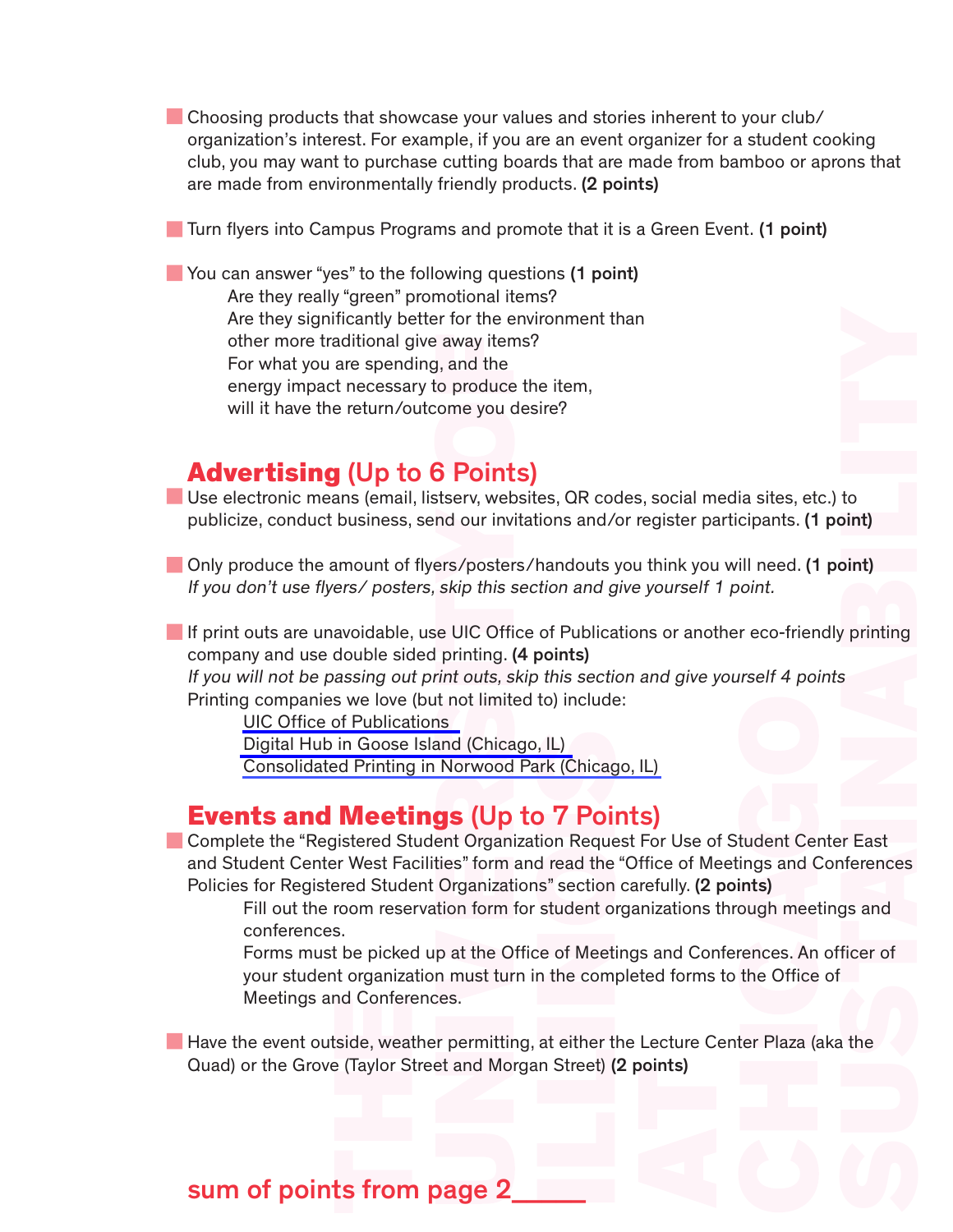- Choosing products that showcase your values and stories inherent to your club/organization's interest. For example, if you are an event organizer for a student cooking club, you may want to purchase cutting boards that are made from bamboo or aprons that are made from environmentally friendly products. **(2 points)**

- Turn flyers into Campus Programs and promote that it is a Green Event. **(1 point)**

- You can answer "yes" to the following questions **(1 point)**
  Are they really "green" promotional items?
  Are they significantly better for the environment than other more traditional give away items?
  For what you are spending, and the energy impact necessary to produce the item, will it have the return/outcome you desire?

## **Advertising** (Up to 6 Points)

- Use electronic means (email, listserv, websites, QR codes, social media sites, etc.) to publicize, conduct business, send our invitations and/or register participants. **(1 point)**

- Only produce the amount of flyers/posters/handouts you think you will need. **(1 point)**
  *If you don't use flyers/ posters, skip this section and give yourself 1 point.*

- If print outs are unavoidable, use UIC Office of Publications or another eco-friendly printing company and use double sided printing. **(4 points)**
  *If you will not be passing out print outs, skip this section and give yourself 4 points*
  Printing companies we love (but not limited to) include:
  - UIC Office of Publications
  - Digital Hub in Goose Island (Chicago, IL)
  - Consolidated Printing in Norwood Park (Chicago, IL)

## **Events and Meetings** (Up to 7 Points)

- Complete the "Registered Student Organization Request For Use of Student Center East and Student Center West Facilities" form and read the "Office of Meetings and Conferences Policies for Registered Student Organizations" section carefully. **(2 points)**
  Fill out the room reservation form for student organizations through meetings and conferences.
  Forms must be picked up at the Office of Meetings and Conferences. An officer of your student organization must turn in the completed forms to the Office of Meetings and Conferences.

- Have the event outside, weather permitting, at either the Lecture Center Plaza (aka the Quad) or the Grove (Taylor Street and Morgan Street) **(2 points)**

sum of points from page 2_____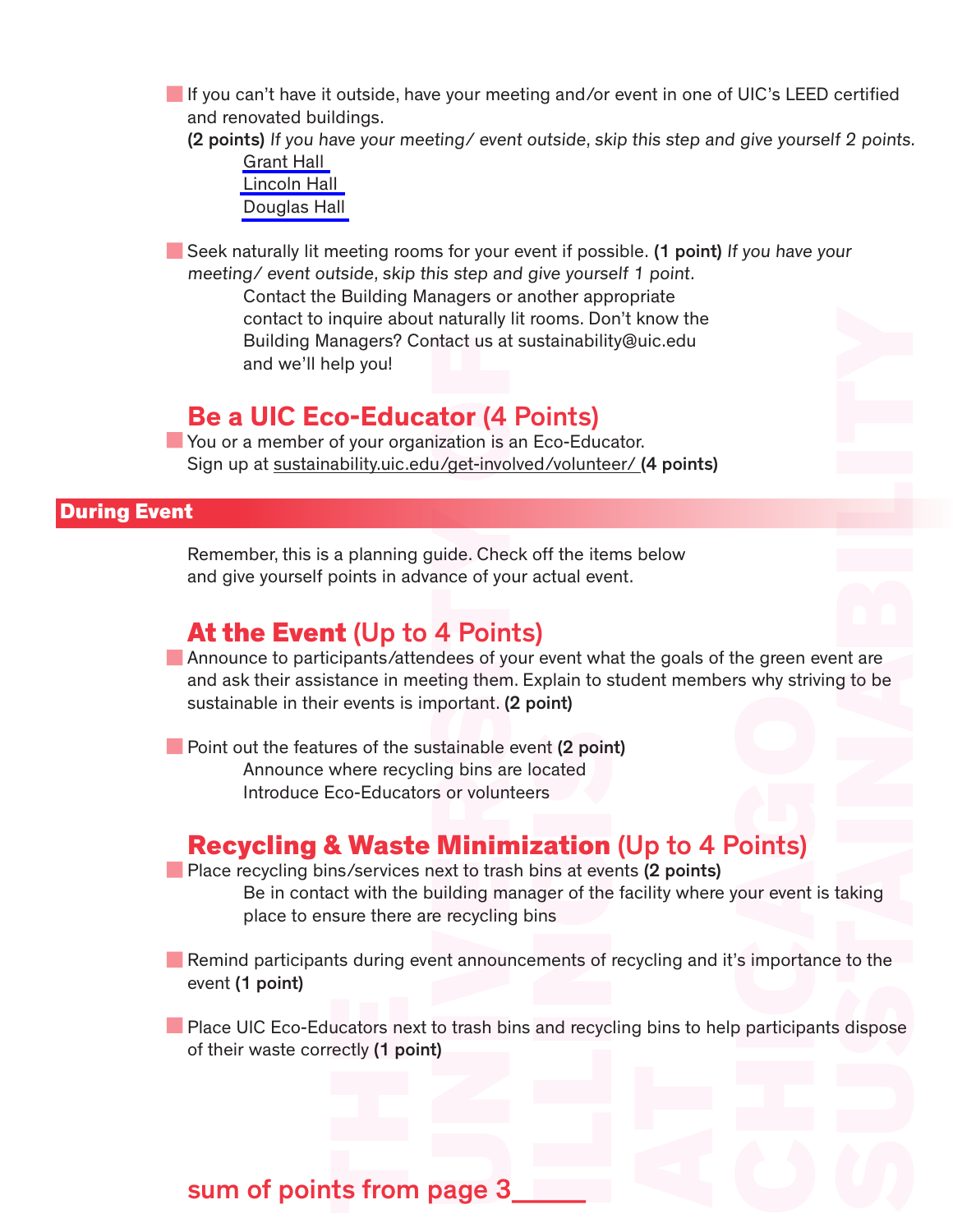- If you can't have it outside, have your meeting and/or event in one of UIC's LEED certified and renovated buildings.
  **(2 points)** *If you have your meeting/ event outside, skip this step and give yourself 2 points.*
  - Grant Hall
  - Lincoln Hall
  - Douglas Hall

- Seek naturally lit meeting rooms for your event if possible. **(1 point)** *If you have your meeting/ event outside, skip this step and give yourself 1 point.*
  Contact the Building Managers or another appropriate contact to inquire about naturally lit rooms. Don't know the Building Managers? Contact us at sustainability@uic.edu and we'll help you!

## Be a UIC Eco-Educator (4 Points)

- You or a member of your organization is an Eco-Educator.
  Sign up at sustainability.uic.edu/get-involved/volunteer/ **(4 points)**

# During Event

Remember, this is a planning guide. Check off the items below and give yourself points in advance of your actual event.

## At the Event (Up to 4 Points)

- Announce to participants/attendees of your event what the goals of the green event are and ask their assistance in meeting them. Explain to student members why striving to be sustainable in their events is important. **(2 point)**

- Point out the features of the sustainable event **(2 point)**
  - Announce where recycling bins are located
  - Introduce Eco-Educators or volunteers

## Recycling & Waste Minimization (Up to 4 Points)

- Place recycling bins/services next to trash bins at events **(2 points)**
  Be in contact with the building manager of the facility where your event is taking place to ensure there are recycling bins

- Remind participants during event announcements of recycling and it's importance to the event **(1 point)**

- Place UIC Eco-Educators next to trash bins and recycling bins to help participants dispose of their waste correctly **(1 point)**

sum of points from page 3_____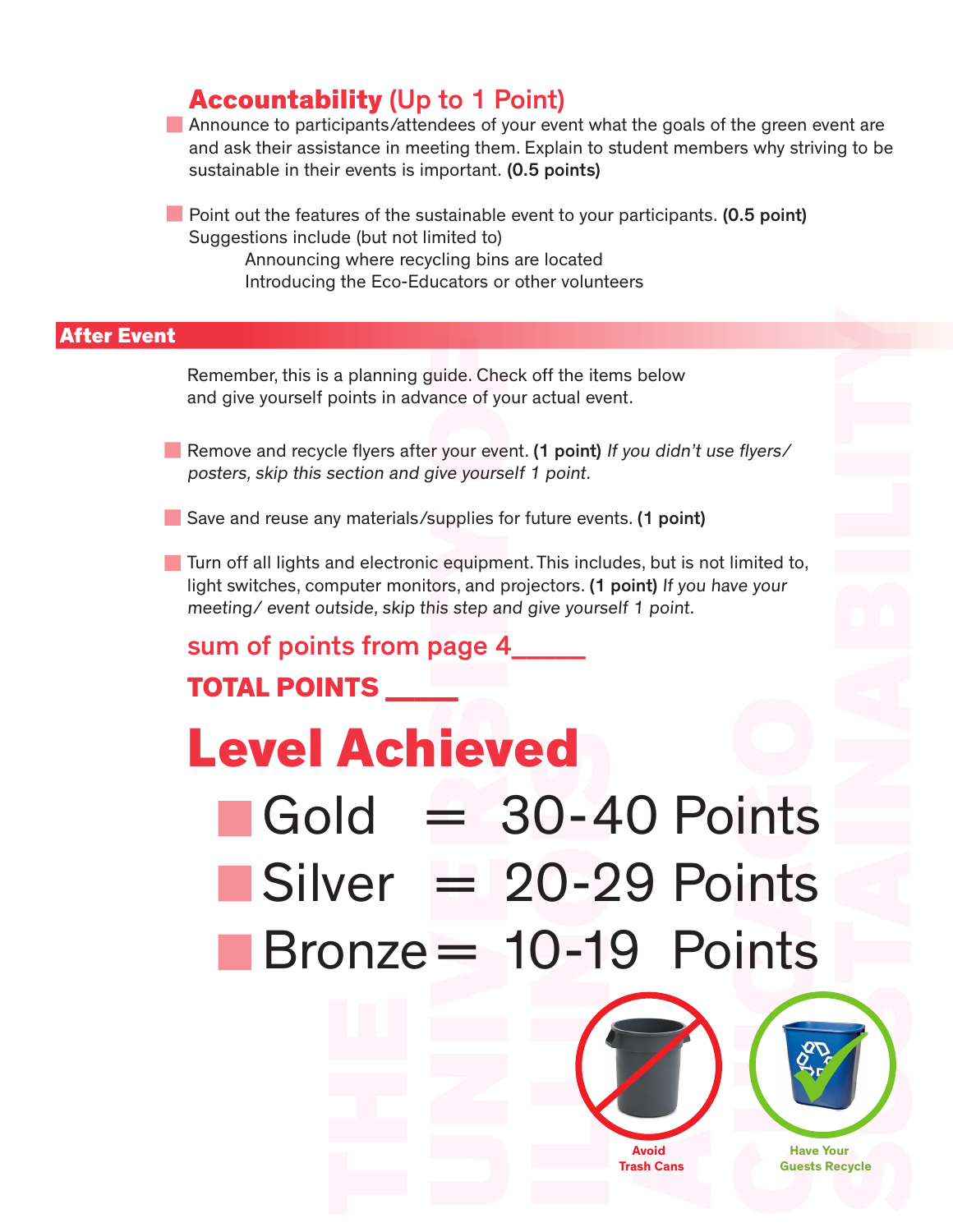## Accountability (Up to 1 Point)

- Announce to participants/attendees of your event what the goals of the green event are and ask their assistance in meeting them. Explain to student members why striving to be sustainable in their events is important. **(0.5 points)**

- Point out the features of the sustainable event to your participants. **(0.5 point)**
  Suggestions include (but not limited to)
  - Announcing where recycling bins are located
  - Introducing the Eco-Educators or other volunteers

## After Event

Remember, this is a planning guide. Check off the items below and give yourself points in advance of your actual event.

- Remove and recycle flyers after your event. **(1 point)** *If you didn't use flyers/ posters, skip this section and give yourself 1 point.*

- Save and reuse any materials/supplies for future events. **(1 point)**

- Turn off all lights and electronic equipment. This includes, but is not limited to, light switches, computer monitors, and projectors. **(1 point)** *If you have your meeting/ event outside, skip this step and give yourself 1 point.*

sum of points from page 4_____

**TOTAL POINTS _____**

# Level Achieved

- Gold = 30-40 Points
- Silver = 20-29 Points
- Bronze = 10-19 Points

Avoid Trash Cans

Have Your Guests Recycle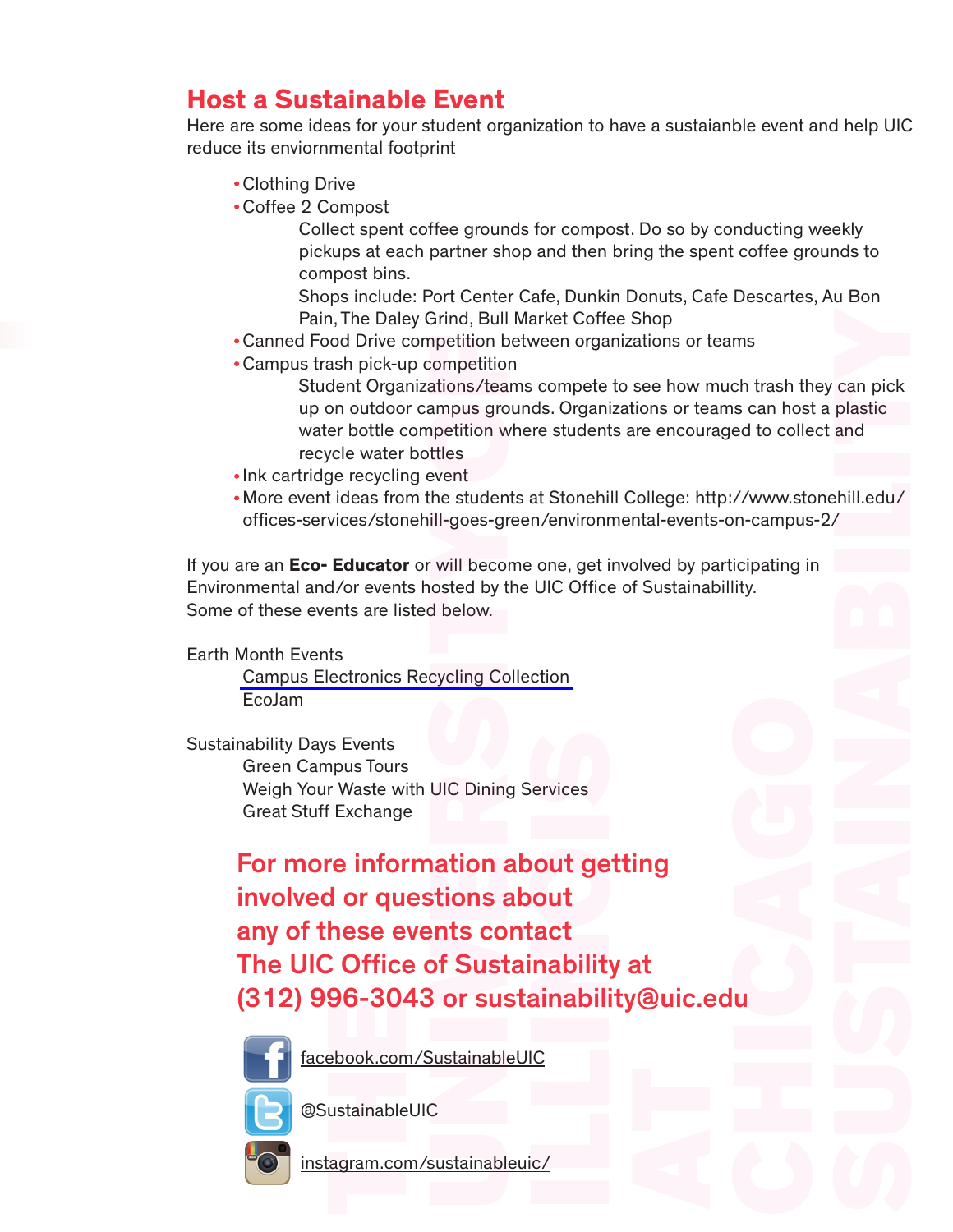## Host a Sustainable Event

Here are some ideas for your student organization to have a sustaianble event and help UIC reduce its enviornmental footprint

- Clothing Drive
- Coffee 2 Compost

  Collect spent coffee grounds for compost. Do so by conducting weekly pickups at each partner shop and then bring the spent coffee grounds to compost bins.

  Shops include: Port Center Cafe, Dunkin Donuts, Cafe Descartes, Au Bon Pain, The Daley Grind, Bull Market Coffee Shop
- Canned Food Drive competition between organizations or teams
- Campus trash pick-up competition

  Student Organizations/teams compete to see how much trash they can pick up on outdoor campus grounds. Organizations or teams can host a plastic water bottle competition where students are encouraged to collect and recycle water bottles
- Ink cartridge recycling event
- More event ideas from the students at Stonehill College: http://www.stonehill.edu/offices-services/stonehill-goes-green/environmental-events-on-campus-2/

If you are an **Eco- Educator** or will become one, get involved by participating in Environmental and/or events hosted by the UIC Office of Sustainabillity. Some of these events are listed below.

Earth Month Events

- Campus Electronics Recycling Collection
- EcoJam

Sustainability Days Events

- Green Campus Tours
- Weigh Your Waste with UIC Dining Services
- Great Stuff Exchange

### For more information about getting involved or questions about any of these events contact The UIC Office of Sustainability at (312) 996-3043 or sustainability@uic.edu

facebook.com/SustainableUIC

@SustainableUIC

instagram.com/sustainableuic/